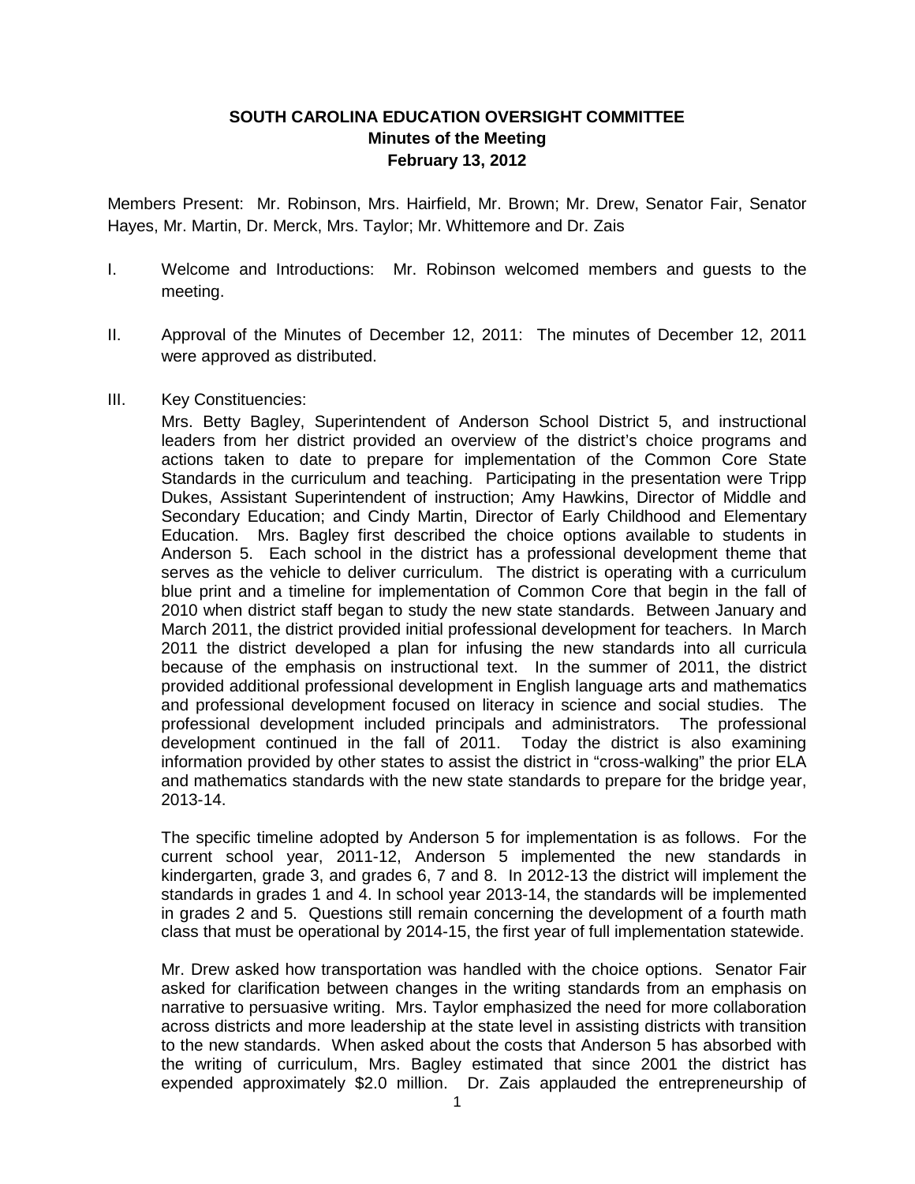**SOUTH CAROLINA EDUCATION OVERSIGHT COMMITTEE**
**Minutes of the Meeting**
**February 13, 2012**

Members Present: Mr. Robinson, Mrs. Hairfield, Mr. Brown; Mr. Drew, Senator Fair, Senator Hayes, Mr. Martin, Dr. Merck, Mrs. Taylor; Mr. Whittemore and Dr. Zais

I. Welcome and Introductions: Mr. Robinson welcomed members and guests to the meeting.

II. Approval of the Minutes of December 12, 2011: The minutes of December 12, 2011 were approved as distributed.

III. Key Constituencies:

Mrs. Betty Bagley, Superintendent of Anderson School District 5, and instructional leaders from her district provided an overview of the district's choice programs and actions taken to date to prepare for implementation of the Common Core State Standards in the curriculum and teaching. Participating in the presentation were Tripp Dukes, Assistant Superintendent of instruction; Amy Hawkins, Director of Middle and Secondary Education; and Cindy Martin, Director of Early Childhood and Elementary Education. Mrs. Bagley first described the choice options available to students in Anderson 5. Each school in the district has a professional development theme that serves as the vehicle to deliver curriculum. The district is operating with a curriculum blue print and a timeline for implementation of Common Core that begin in the fall of 2010 when district staff began to study the new state standards. Between January and March 2011, the district provided initial professional development for teachers. In March 2011 the district developed a plan for infusing the new standards into all curricula because of the emphasis on instructional text. In the summer of 2011, the district provided additional professional development in English language arts and mathematics and professional development focused on literacy in science and social studies. The professional development included principals and administrators. The professional development continued in the fall of 2011. Today the district is also examining information provided by other states to assist the district in "cross-walking" the prior ELA and mathematics standards with the new state standards to prepare for the bridge year, 2013-14.

The specific timeline adopted by Anderson 5 for implementation is as follows. For the current school year, 2011-12, Anderson 5 implemented the new standards in kindergarten, grade 3, and grades 6, 7 and 8. In 2012-13 the district will implement the standards in grades 1 and 4. In school year 2013-14, the standards will be implemented in grades 2 and 5. Questions still remain concerning the development of a fourth math class that must be operational by 2014-15, the first year of full implementation statewide.

Mr. Drew asked how transportation was handled with the choice options. Senator Fair asked for clarification between changes in the writing standards from an emphasis on narrative to persuasive writing. Mrs. Taylor emphasized the need for more collaboration across districts and more leadership at the state level in assisting districts with transition to the new standards. When asked about the costs that Anderson 5 has absorbed with the writing of curriculum, Mrs. Bagley estimated that since 2001 the district has expended approximately $2.0 million. Dr. Zais applauded the entrepreneurship of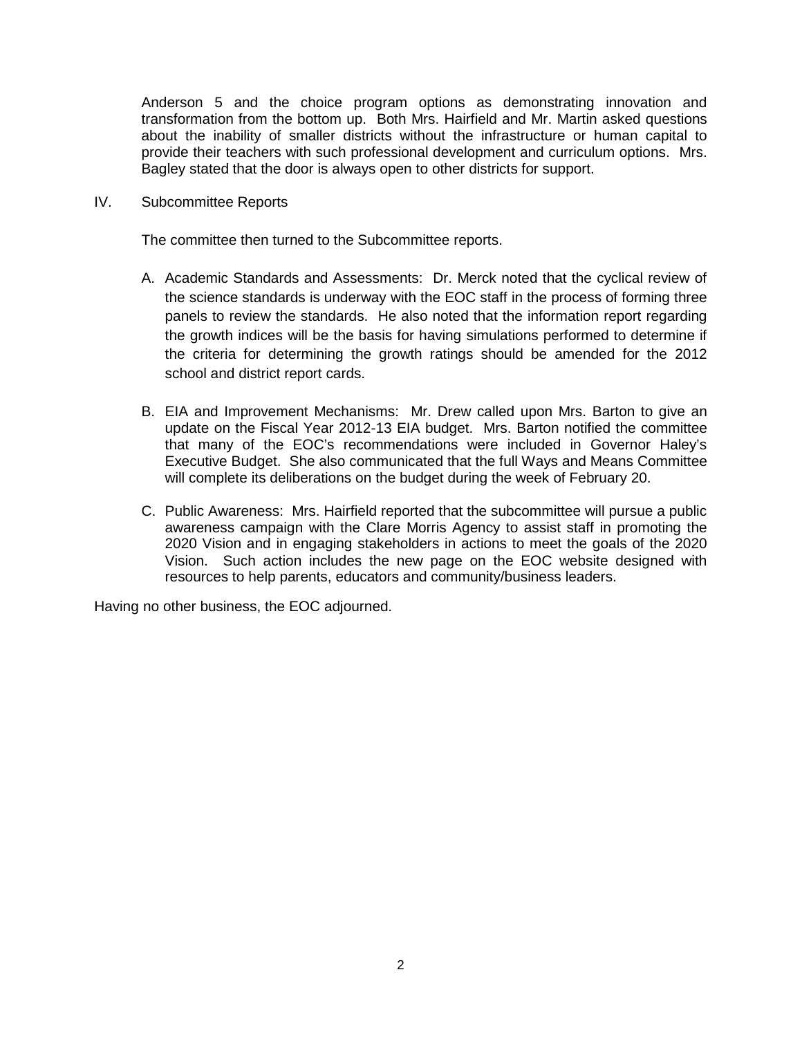Anderson 5 and the choice program options as demonstrating innovation and transformation from the bottom up. Both Mrs. Hairfield and Mr. Martin asked questions about the inability of smaller districts without the infrastructure or human capital to provide their teachers with such professional development and curriculum options. Mrs. Bagley stated that the door is always open to other districts for support.

IV. Subcommittee Reports

The committee then turned to the Subcommittee reports.

A. Academic Standards and Assessments: Dr. Merck noted that the cyclical review of the science standards is underway with the EOC staff in the process of forming three panels to review the standards. He also noted that the information report regarding the growth indices will be the basis for having simulations performed to determine if the criteria for determining the growth ratings should be amended for the 2012 school and district report cards.

B. EIA and Improvement Mechanisms: Mr. Drew called upon Mrs. Barton to give an update on the Fiscal Year 2012-13 EIA budget. Mrs. Barton notified the committee that many of the EOC's recommendations were included in Governor Haley's Executive Budget. She also communicated that the full Ways and Means Committee will complete its deliberations on the budget during the week of February 20.

C. Public Awareness: Mrs. Hairfield reported that the subcommittee will pursue a public awareness campaign with the Clare Morris Agency to assist staff in promoting the 2020 Vision and in engaging stakeholders in actions to meet the goals of the 2020 Vision. Such action includes the new page on the EOC website designed with resources to help parents, educators and community/business leaders.

Having no other business, the EOC adjourned.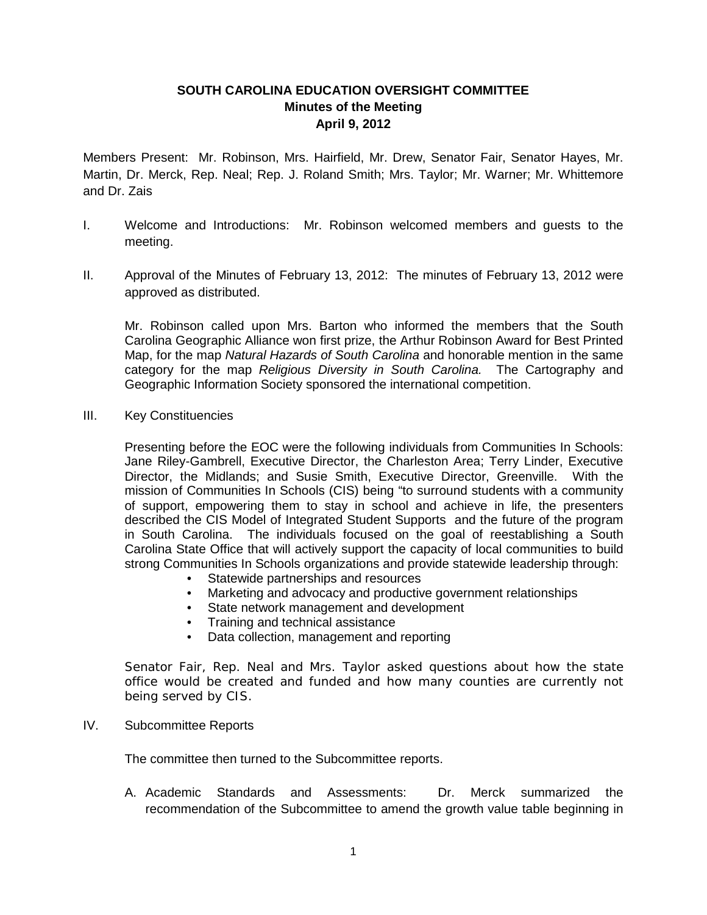# SOUTH CAROLINA EDUCATION OVERSIGHT COMMITTEE
## Minutes of the Meeting
## April 9, 2012

Members Present: Mr. Robinson, Mrs. Hairfield, Mr. Drew, Senator Fair, Senator Hayes, Mr. Martin, Dr. Merck, Rep. Neal; Rep. J. Roland Smith; Mrs. Taylor; Mr. Warner; Mr. Whittemore and Dr. Zais

I. Welcome and Introductions: Mr. Robinson welcomed members and guests to the meeting.

II. Approval of the Minutes of February 13, 2012: The minutes of February 13, 2012 were approved as distributed.

Mr. Robinson called upon Mrs. Barton who informed the members that the South Carolina Geographic Alliance won first prize, the Arthur Robinson Award for Best Printed Map, for the map *Natural Hazards of South Carolina* and honorable mention in the same category for the map *Religious Diversity in South Carolina.* The Cartography and Geographic Information Society sponsored the international competition.

III. Key Constituencies

Presenting before the EOC were the following individuals from Communities In Schools: Jane Riley-Gambrell, Executive Director, the Charleston Area; Terry Linder, Executive Director, the Midlands; and Susie Smith, Executive Director, Greenville. With the mission of Communities In Schools (CIS) being "to surround students with a community of support, empowering them to stay in school and achieve in life, the presenters described the CIS Model of Integrated Student Supports and the future of the program in South Carolina. The individuals focused on the goal of reestablishing a South Carolina State Office that will actively support the capacity of local communities to build strong Communities In Schools organizations and provide statewide leadership through:

- Statewide partnerships and resources
- Marketing and advocacy and productive government relationships
- State network management and development
- Training and technical assistance
- Data collection, management and reporting

Senator Fair, Rep. Neal and Mrs. Taylor asked questions about how the state office would be created and funded and how many counties are currently not being served by CIS.

IV. Subcommittee Reports

The committee then turned to the Subcommittee reports.

A. Academic Standards and Assessments: Dr. Merck summarized the recommendation of the Subcommittee to amend the growth value table beginning in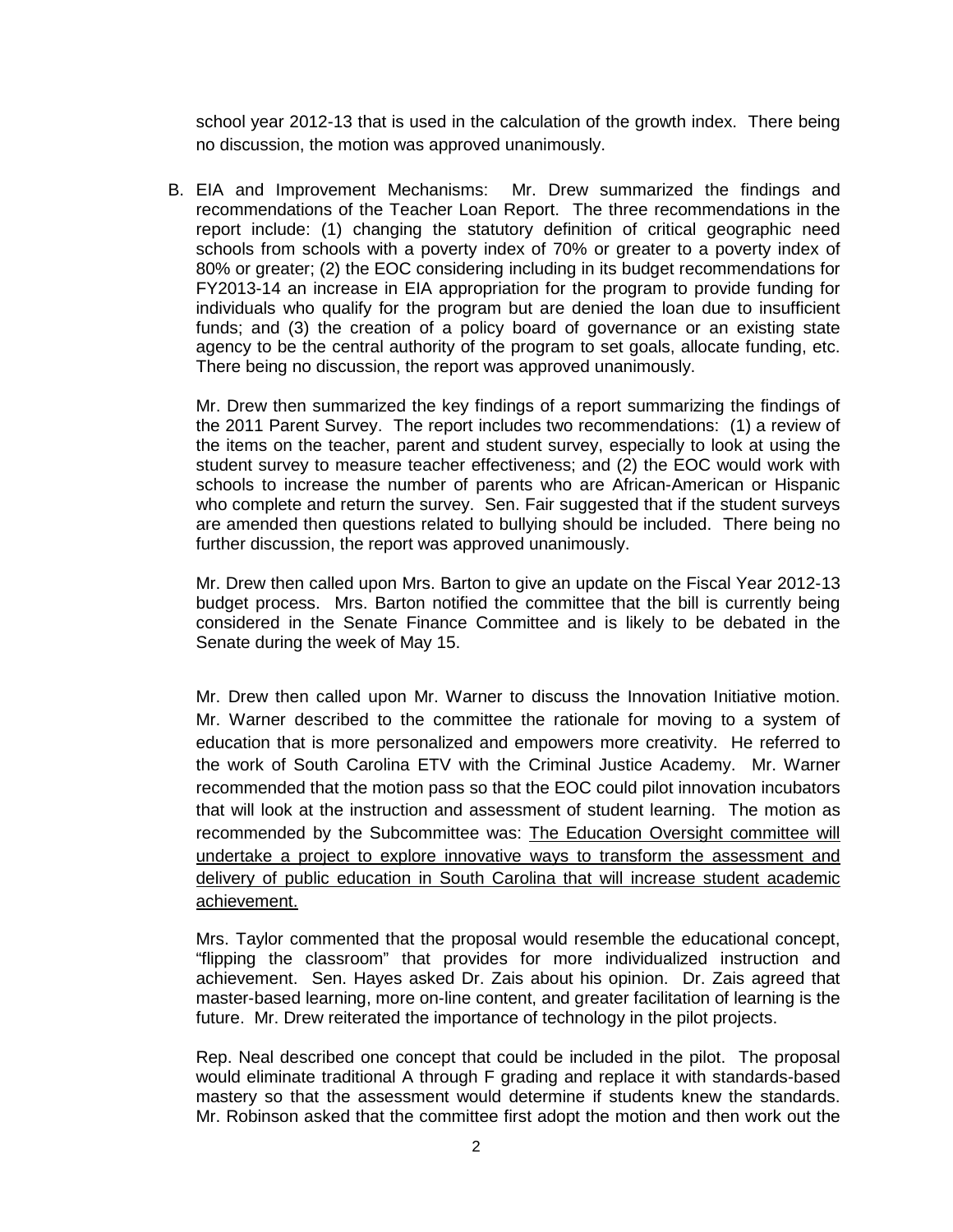school year 2012-13 that is used in the calculation of the growth index. There being no discussion, the motion was approved unanimously.

B. EIA and Improvement Mechanisms: Mr. Drew summarized the findings and recommendations of the Teacher Loan Report. The three recommendations in the report include: (1) changing the statutory definition of critical geographic need schools from schools with a poverty index of 70% or greater to a poverty index of 80% or greater; (2) the EOC considering including in its budget recommendations for FY2013-14 an increase in EIA appropriation for the program to provide funding for individuals who qualify for the program but are denied the loan due to insufficient funds; and (3) the creation of a policy board of governance or an existing state agency to be the central authority of the program to set goals, allocate funding, etc. There being no discussion, the report was approved unanimously.

   Mr. Drew then summarized the key findings of a report summarizing the findings of the 2011 Parent Survey. The report includes two recommendations: (1) a review of the items on the teacher, parent and student survey, especially to look at using the student survey to measure teacher effectiveness; and (2) the EOC would work with schools to increase the number of parents who are African-American or Hispanic who complete and return the survey. Sen. Fair suggested that if the student surveys are amended then questions related to bullying should be included. There being no further discussion, the report was approved unanimously.

   Mr. Drew then called upon Mrs. Barton to give an update on the Fiscal Year 2012-13 budget process. Mrs. Barton notified the committee that the bill is currently being considered in the Senate Finance Committee and is likely to be debated in the Senate during the week of May 15.

   Mr. Drew then called upon Mr. Warner to discuss the Innovation Initiative motion. Mr. Warner described to the committee the rationale for moving to a system of education that is more personalized and empowers more creativity. He referred to the work of South Carolina ETV with the Criminal Justice Academy. Mr. Warner recommended that the motion pass so that the EOC could pilot innovation incubators that will look at the instruction and assessment of student learning. The motion as recommended by the Subcommittee was: <u>The Education Oversight committee will undertake a project to explore innovative ways to transform the assessment and delivery of public education in South Carolina that will increase student academic achievement.</u>

   Mrs. Taylor commented that the proposal would resemble the educational concept, "flipping the classroom" that provides for more individualized instruction and achievement. Sen. Hayes asked Dr. Zais about his opinion. Dr. Zais agreed that master-based learning, more on-line content, and greater facilitation of learning is the future. Mr. Drew reiterated the importance of technology in the pilot projects.

   Rep. Neal described one concept that could be included in the pilot. The proposal would eliminate traditional A through F grading and replace it with standards-based mastery so that the assessment would determine if students knew the standards. Mr. Robinson asked that the committee first adopt the motion and then work out the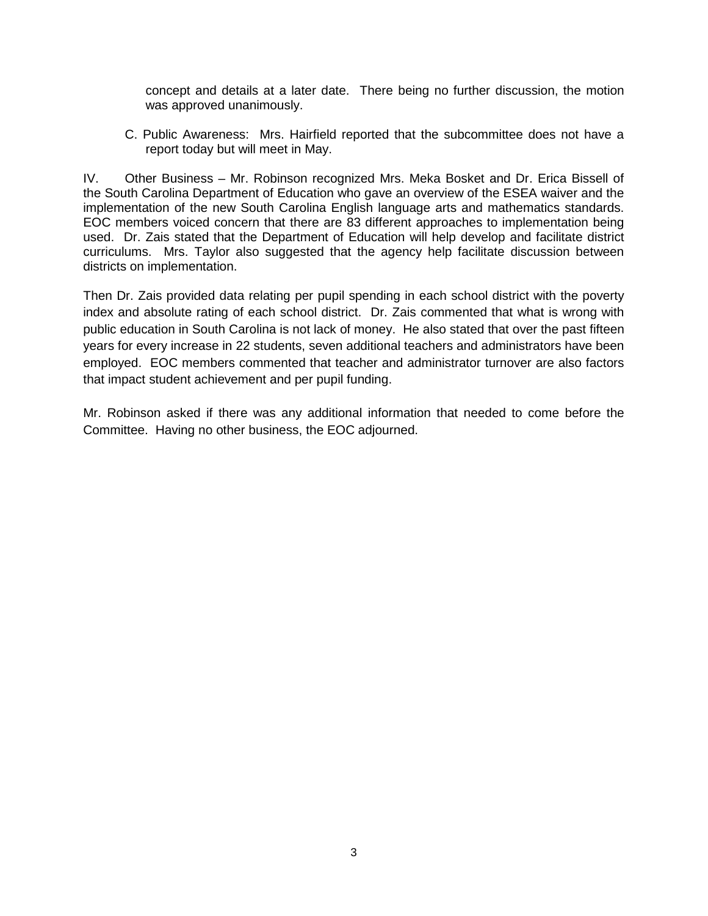concept and details at a later date. There being no further discussion, the motion was approved unanimously.

C. Public Awareness: Mrs. Hairfield reported that the subcommittee does not have a report today but will meet in May.

IV. Other Business – Mr. Robinson recognized Mrs. Meka Bosket and Dr. Erica Bissell of the South Carolina Department of Education who gave an overview of the ESEA waiver and the implementation of the new South Carolina English language arts and mathematics standards. EOC members voiced concern that there are 83 different approaches to implementation being used. Dr. Zais stated that the Department of Education will help develop and facilitate district curriculums. Mrs. Taylor also suggested that the agency help facilitate discussion between districts on implementation.

Then Dr. Zais provided data relating per pupil spending in each school district with the poverty index and absolute rating of each school district. Dr. Zais commented that what is wrong with public education in South Carolina is not lack of money. He also stated that over the past fifteen years for every increase in 22 students, seven additional teachers and administrators have been employed. EOC members commented that teacher and administrator turnover are also factors that impact student achievement and per pupil funding.

Mr. Robinson asked if there was any additional information that needed to come before the Committee. Having no other business, the EOC adjourned.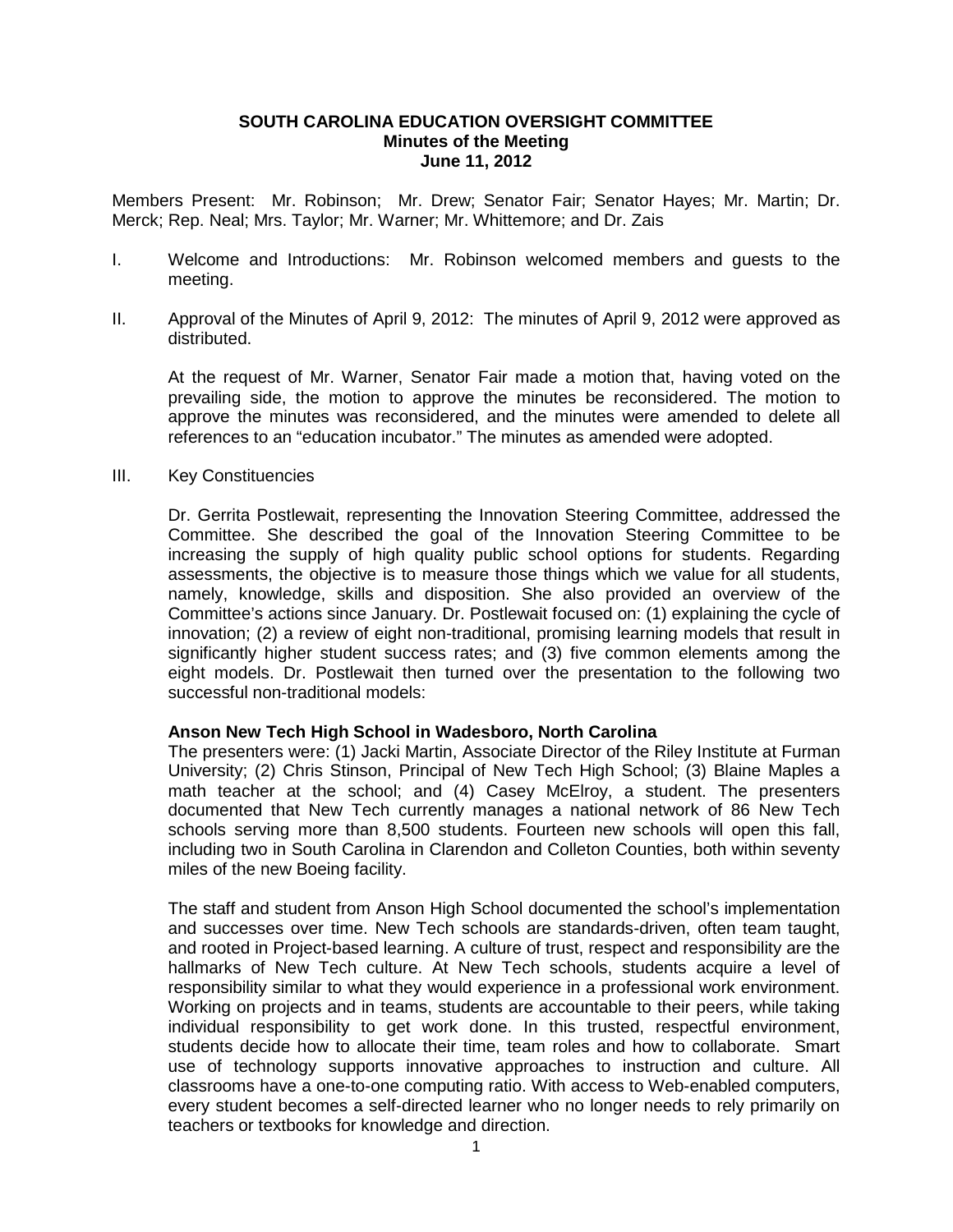**SOUTH CAROLINA EDUCATION OVERSIGHT COMMITTEE**
**Minutes of the Meeting**
**June 11, 2012**

Members Present: Mr. Robinson; Mr. Drew; Senator Fair; Senator Hayes; Mr. Martin; Dr. Merck; Rep. Neal; Mrs. Taylor; Mr. Warner; Mr. Whittemore; and Dr. Zais

I. Welcome and Introductions: Mr. Robinson welcomed members and guests to the meeting.

II. Approval of the Minutes of April 9, 2012: The minutes of April 9, 2012 were approved as distributed.

At the request of Mr. Warner, Senator Fair made a motion that, having voted on the prevailing side, the motion to approve the minutes be reconsidered. The motion to approve the minutes was reconsidered, and the minutes were amended to delete all references to an "education incubator." The minutes as amended were adopted.

III. Key Constituencies

Dr. Gerrita Postlewait, representing the Innovation Steering Committee, addressed the Committee. She described the goal of the Innovation Steering Committee to be increasing the supply of high quality public school options for students. Regarding assessments, the objective is to measure those things which we value for all students, namely, knowledge, skills and disposition. She also provided an overview of the Committee's actions since January. Dr. Postlewait focused on: (1) explaining the cycle of innovation; (2) a review of eight non-traditional, promising learning models that result in significantly higher student success rates; and (3) five common elements among the eight models. Dr. Postlewait then turned over the presentation to the following two successful non-traditional models:

**Anson New Tech High School in Wadesboro, North Carolina**
The presenters were: (1) Jacki Martin, Associate Director of the Riley Institute at Furman University; (2) Chris Stinson, Principal of New Tech High School; (3) Blaine Maples a math teacher at the school; and (4) Casey McElroy, a student. The presenters documented that New Tech currently manages a national network of 86 New Tech schools serving more than 8,500 students. Fourteen new schools will open this fall, including two in South Carolina in Clarendon and Colleton Counties, both within seventy miles of the new Boeing facility.

The staff and student from Anson High School documented the school's implementation and successes over time. New Tech schools are standards-driven, often team taught, and rooted in Project-based learning. A culture of trust, respect and responsibility are the hallmarks of New Tech culture. At New Tech schools, students acquire a level of responsibility similar to what they would experience in a professional work environment. Working on projects and in teams, students are accountable to their peers, while taking individual responsibility to get work done. In this trusted, respectful environment, students decide how to allocate their time, team roles and how to collaborate. Smart use of technology supports innovative approaches to instruction and culture. All classrooms have a one-to-one computing ratio. With access to Web-enabled computers, every student becomes a self-directed learner who no longer needs to rely primarily on teachers or textbooks for knowledge and direction.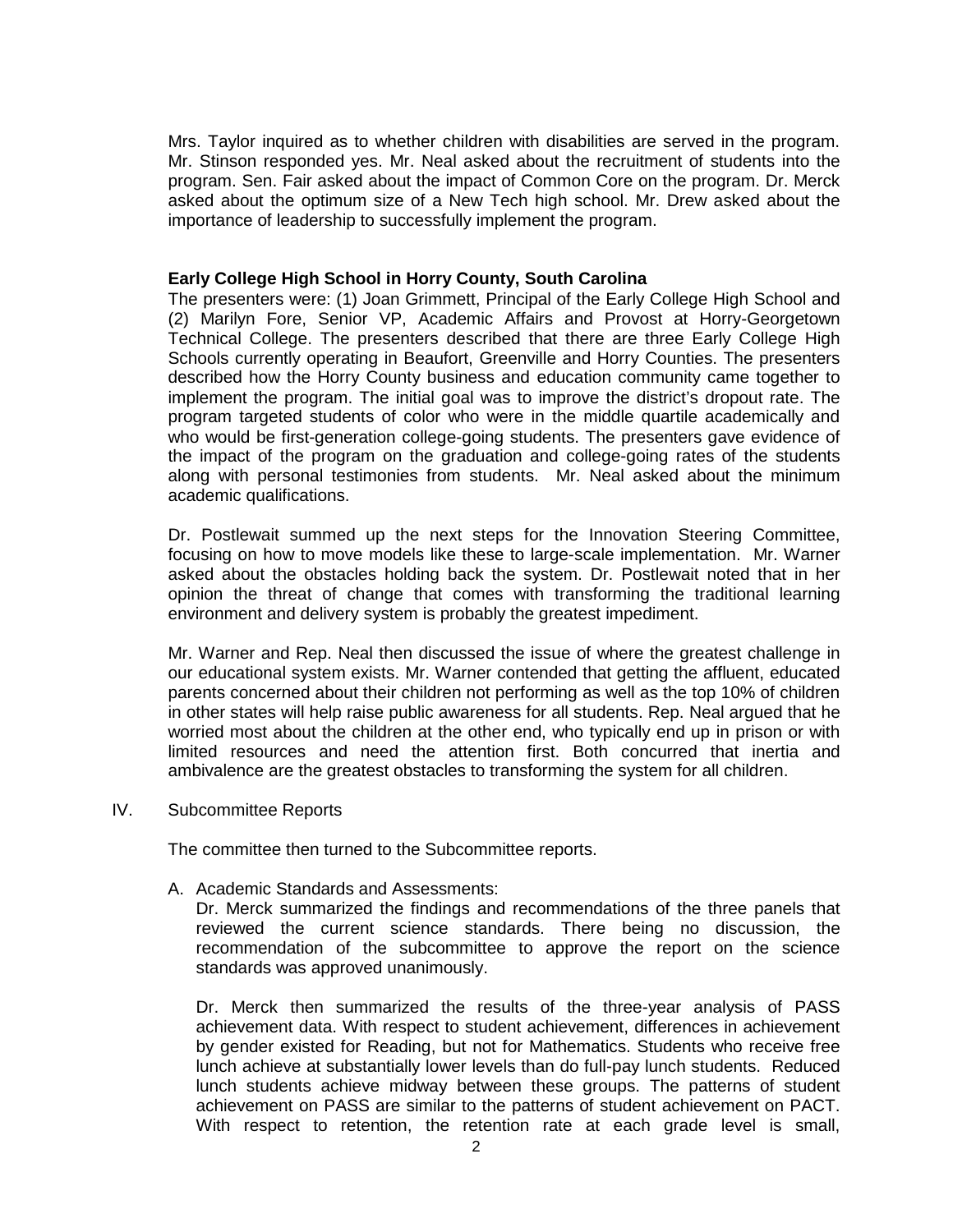Mrs. Taylor inquired as to whether children with disabilities are served in the program. Mr. Stinson responded yes. Mr. Neal asked about the recruitment of students into the program. Sen. Fair asked about the impact of Common Core on the program. Dr. Merck asked about the optimum size of a New Tech high school. Mr. Drew asked about the importance of leadership to successfully implement the program.

**Early College High School in Horry County, South Carolina**

The presenters were: (1) Joan Grimmett, Principal of the Early College High School and (2) Marilyn Fore, Senior VP, Academic Affairs and Provost at Horry-Georgetown Technical College. The presenters described that there are three Early College High Schools currently operating in Beaufort, Greenville and Horry Counties. The presenters described how the Horry County business and education community came together to implement the program. The initial goal was to improve the district's dropout rate. The program targeted students of color who were in the middle quartile academically and who would be first-generation college-going students. The presenters gave evidence of the impact of the program on the graduation and college-going rates of the students along with personal testimonies from students. Mr. Neal asked about the minimum academic qualifications.

Dr. Postlewait summed up the next steps for the Innovation Steering Committee, focusing on how to move models like these to large-scale implementation. Mr. Warner asked about the obstacles holding back the system. Dr. Postlewait noted that in her opinion the threat of change that comes with transforming the traditional learning environment and delivery system is probably the greatest impediment.

Mr. Warner and Rep. Neal then discussed the issue of where the greatest challenge in our educational system exists. Mr. Warner contended that getting the affluent, educated parents concerned about their children not performing as well as the top 10% of children in other states will help raise public awareness for all students. Rep. Neal argued that he worried most about the children at the other end, who typically end up in prison or with limited resources and need the attention first. Both concurred that inertia and ambivalence are the greatest obstacles to transforming the system for all children.

IV. Subcommittee Reports

The committee then turned to the Subcommittee reports.

A. Academic Standards and Assessments:

Dr. Merck summarized the findings and recommendations of the three panels that reviewed the current science standards. There being no discussion, the recommendation of the subcommittee to approve the report on the science standards was approved unanimously.

Dr. Merck then summarized the results of the three-year analysis of PASS achievement data. With respect to student achievement, differences in achievement by gender existed for Reading, but not for Mathematics. Students who receive free lunch achieve at substantially lower levels than do full-pay lunch students. Reduced lunch students achieve midway between these groups. The patterns of student achievement on PASS are similar to the patterns of student achievement on PACT. With respect to retention, the retention rate at each grade level is small,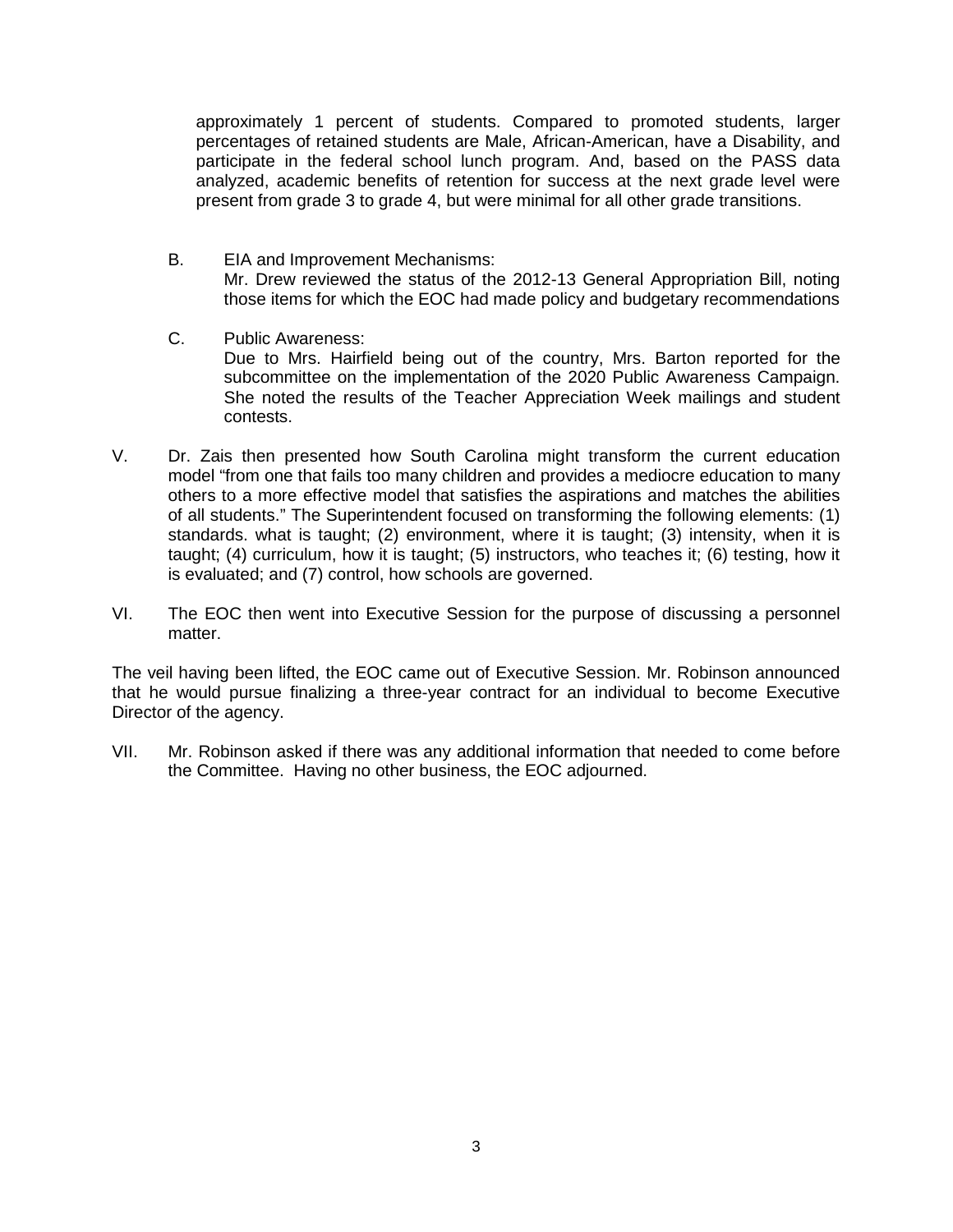approximately 1 percent of students. Compared to promoted students, larger percentages of retained students are Male, African-American, have a Disability, and participate in the federal school lunch program. And, based on the PASS data analyzed, academic benefits of retention for success at the next grade level were present from grade 3 to grade 4, but were minimal for all other grade transitions.

B. EIA and Improvement Mechanisms:
Mr. Drew reviewed the status of the 2012-13 General Appropriation Bill, noting those items for which the EOC had made policy and budgetary recommendations

C. Public Awareness:
Due to Mrs. Hairfield being out of the country, Mrs. Barton reported for the subcommittee on the implementation of the 2020 Public Awareness Campaign. She noted the results of the Teacher Appreciation Week mailings and student contests.

V. Dr. Zais then presented how South Carolina might transform the current education model "from one that fails too many children and provides a mediocre education to many others to a more effective model that satisfies the aspirations and matches the abilities of all students." The Superintendent focused on transforming the following elements: (1) standards. what is taught; (2) environment, where it is taught; (3) intensity, when it is taught; (4) curriculum, how it is taught; (5) instructors, who teaches it; (6) testing, how it is evaluated; and (7) control, how schools are governed.

VI. The EOC then went into Executive Session for the purpose of discussing a personnel matter.

The veil having been lifted, the EOC came out of Executive Session. Mr. Robinson announced that he would pursue finalizing a three-year contract for an individual to become Executive Director of the agency.

VII. Mr. Robinson asked if there was any additional information that needed to come before the Committee. Having no other business, the EOC adjourned.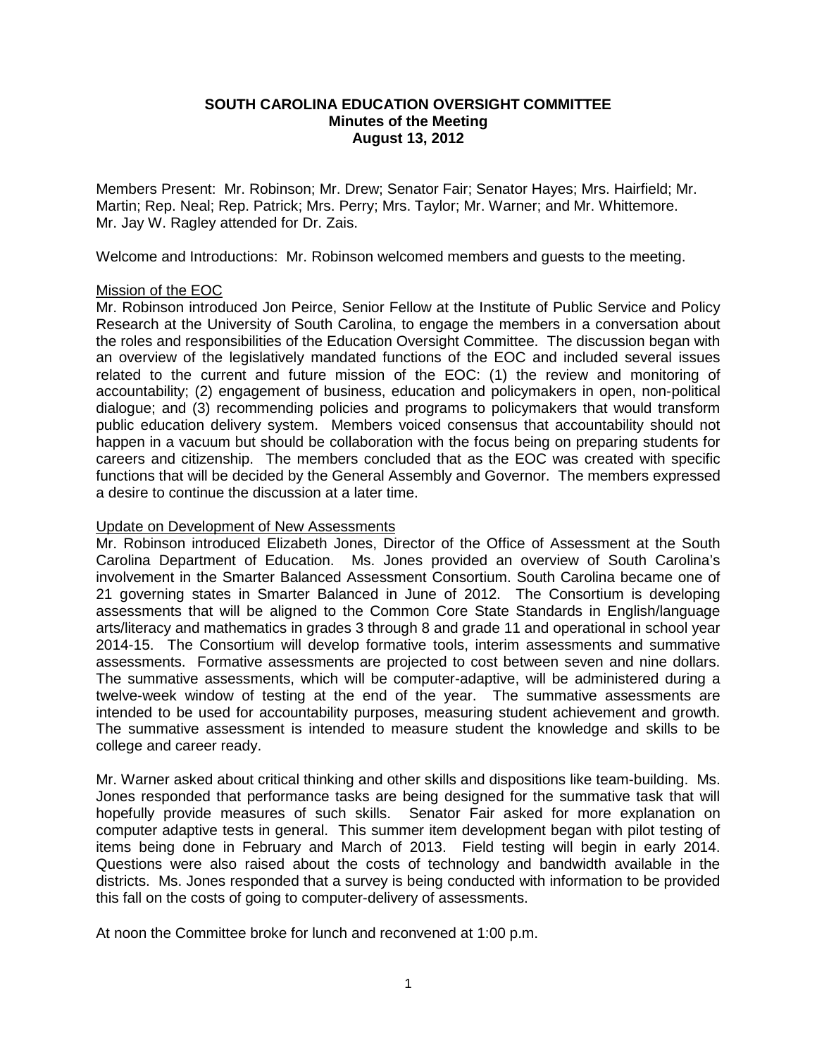**SOUTH CAROLINA EDUCATION OVERSIGHT COMMITTEE**
**Minutes of the Meeting**
**August 13, 2012**

Members Present: Mr. Robinson; Mr. Drew; Senator Fair; Senator Hayes; Mrs. Hairfield; Mr. Martin; Rep. Neal; Rep. Patrick; Mrs. Perry; Mrs. Taylor; Mr. Warner; and Mr. Whittemore. Mr. Jay W. Ragley attended for Dr. Zais.

Welcome and Introductions: Mr. Robinson welcomed members and guests to the meeting.

Mission of the EOC

Mr. Robinson introduced Jon Peirce, Senior Fellow at the Institute of Public Service and Policy Research at the University of South Carolina, to engage the members in a conversation about the roles and responsibilities of the Education Oversight Committee. The discussion began with an overview of the legislatively mandated functions of the EOC and included several issues related to the current and future mission of the EOC: (1) the review and monitoring of accountability; (2) engagement of business, education and policymakers in open, non-political dialogue; and (3) recommending policies and programs to policymakers that would transform public education delivery system. Members voiced consensus that accountability should not happen in a vacuum but should be collaboration with the focus being on preparing students for careers and citizenship. The members concluded that as the EOC was created with specific functions that will be decided by the General Assembly and Governor. The members expressed a desire to continue the discussion at a later time.

Update on Development of New Assessments

Mr. Robinson introduced Elizabeth Jones, Director of the Office of Assessment at the South Carolina Department of Education. Ms. Jones provided an overview of South Carolina's involvement in the Smarter Balanced Assessment Consortium. South Carolina became one of 21 governing states in Smarter Balanced in June of 2012. The Consortium is developing assessments that will be aligned to the Common Core State Standards in English/language arts/literacy and mathematics in grades 3 through 8 and grade 11 and operational in school year 2014-15. The Consortium will develop formative tools, interim assessments and summative assessments. Formative assessments are projected to cost between seven and nine dollars. The summative assessments, which will be computer-adaptive, will be administered during a twelve-week window of testing at the end of the year. The summative assessments are intended to be used for accountability purposes, measuring student achievement and growth. The summative assessment is intended to measure student the knowledge and skills to be college and career ready.

Mr. Warner asked about critical thinking and other skills and dispositions like team-building. Ms. Jones responded that performance tasks are being designed for the summative task that will hopefully provide measures of such skills. Senator Fair asked for more explanation on computer adaptive tests in general. This summer item development began with pilot testing of items being done in February and March of 2013. Field testing will begin in early 2014. Questions were also raised about the costs of technology and bandwidth available in the districts. Ms. Jones responded that a survey is being conducted with information to be provided this fall on the costs of going to computer-delivery of assessments.

At noon the Committee broke for lunch and reconvened at 1:00 p.m.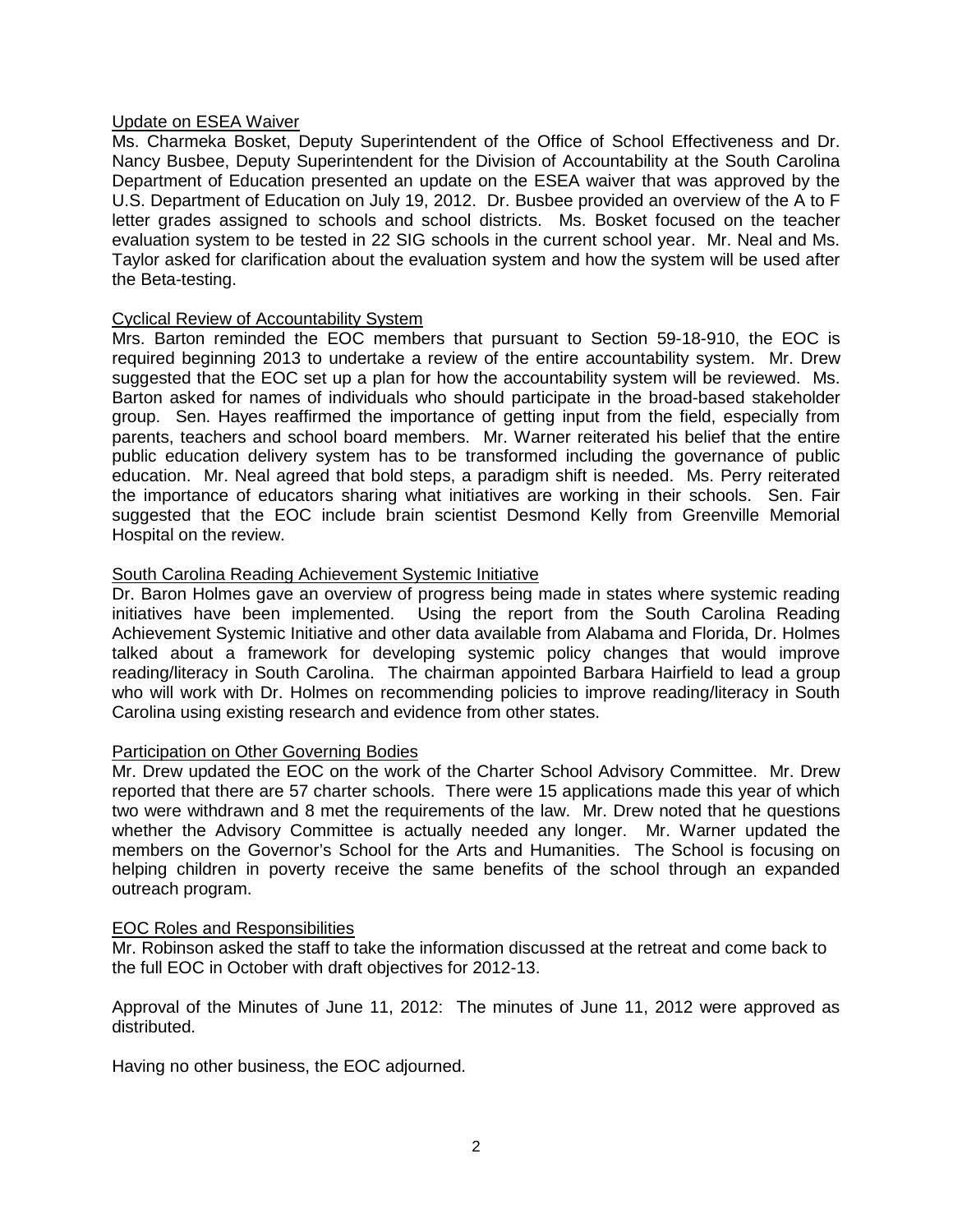Update on ESEA Waiver

Ms. Charmeka Bosket, Deputy Superintendent of the Office of School Effectiveness and Dr. Nancy Busbee, Deputy Superintendent for the Division of Accountability at the South Carolina Department of Education presented an update on the ESEA waiver that was approved by the U.S. Department of Education on July 19, 2012. Dr. Busbee provided an overview of the A to F letter grades assigned to schools and school districts. Ms. Bosket focused on the teacher evaluation system to be tested in 22 SIG schools in the current school year. Mr. Neal and Ms. Taylor asked for clarification about the evaluation system and how the system will be used after the Beta-testing.

Cyclical Review of Accountability System

Mrs. Barton reminded the EOC members that pursuant to Section 59-18-910, the EOC is required beginning 2013 to undertake a review of the entire accountability system. Mr. Drew suggested that the EOC set up a plan for how the accountability system will be reviewed. Ms. Barton asked for names of individuals who should participate in the broad-based stakeholder group. Sen. Hayes reaffirmed the importance of getting input from the field, especially from parents, teachers and school board members. Mr. Warner reiterated his belief that the entire public education delivery system has to be transformed including the governance of public education. Mr. Neal agreed that bold steps, a paradigm shift is needed. Ms. Perry reiterated the importance of educators sharing what initiatives are working in their schools. Sen. Fair suggested that the EOC include brain scientist Desmond Kelly from Greenville Memorial Hospital on the review.

South Carolina Reading Achievement Systemic Initiative

Dr. Baron Holmes gave an overview of progress being made in states where systemic reading initiatives have been implemented. Using the report from the South Carolina Reading Achievement Systemic Initiative and other data available from Alabama and Florida, Dr. Holmes talked about a framework for developing systemic policy changes that would improve reading/literacy in South Carolina. The chairman appointed Barbara Hairfield to lead a group who will work with Dr. Holmes on recommending policies to improve reading/literacy in South Carolina using existing research and evidence from other states.

Participation on Other Governing Bodies

Mr. Drew updated the EOC on the work of the Charter School Advisory Committee. Mr. Drew reported that there are 57 charter schools. There were 15 applications made this year of which two were withdrawn and 8 met the requirements of the law. Mr. Drew noted that he questions whether the Advisory Committee is actually needed any longer. Mr. Warner updated the members on the Governor's School for the Arts and Humanities. The School is focusing on helping children in poverty receive the same benefits of the school through an expanded outreach program.

EOC Roles and Responsibilities

Mr. Robinson asked the staff to take the information discussed at the retreat and come back to the full EOC in October with draft objectives for 2012-13.

Approval of the Minutes of June 11, 2012: The minutes of June 11, 2012 were approved as distributed.

Having no other business, the EOC adjourned.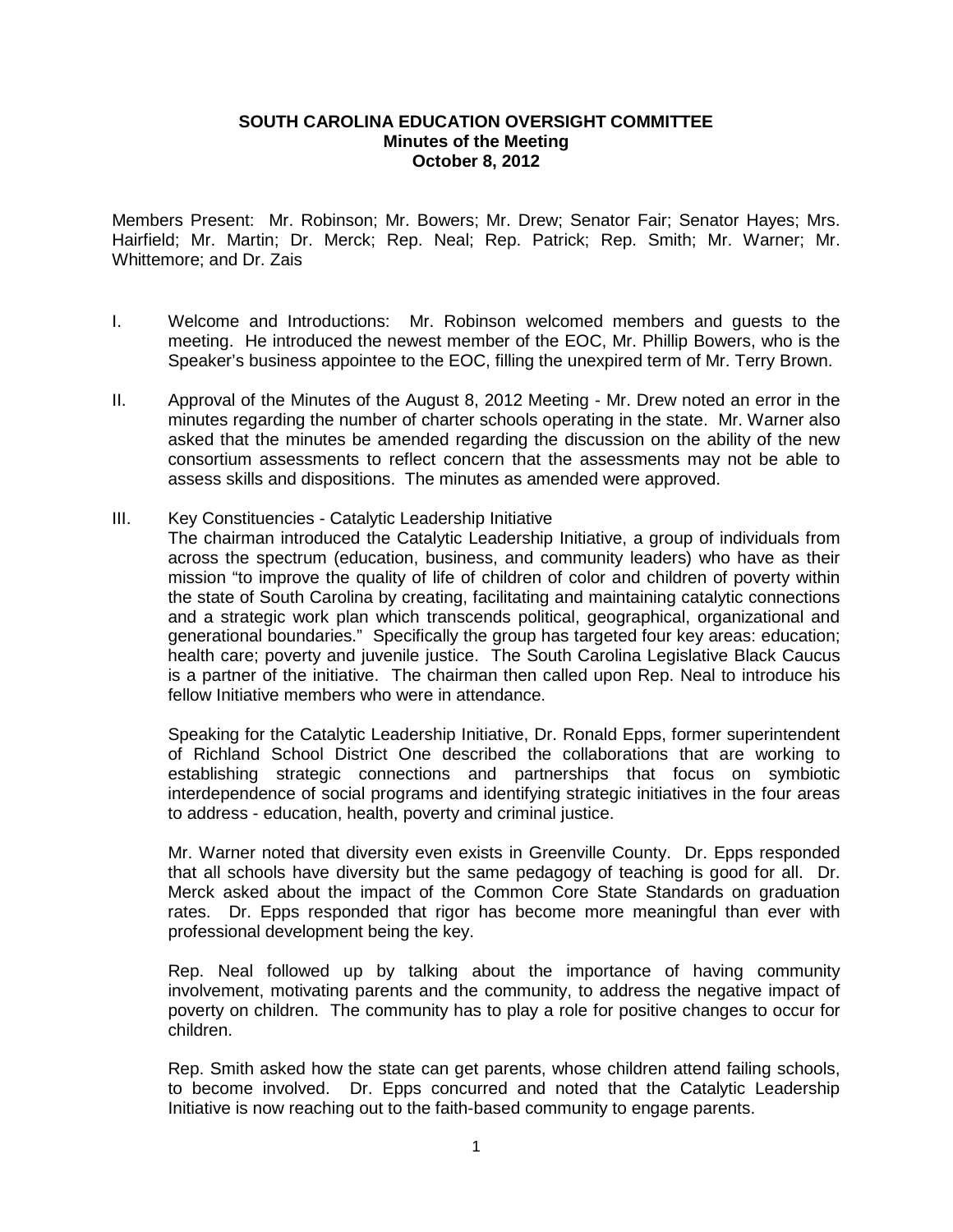**SOUTH CAROLINA EDUCATION OVERSIGHT COMMITTEE**
**Minutes of the Meeting**
**October 8, 2012**

Members Present: Mr. Robinson; Mr. Bowers; Mr. Drew; Senator Fair; Senator Hayes; Mrs. Hairfield; Mr. Martin; Dr. Merck; Rep. Neal; Rep. Patrick; Rep. Smith; Mr. Warner; Mr. Whittemore; and Dr. Zais

I. Welcome and Introductions: Mr. Robinson welcomed members and guests to the meeting. He introduced the newest member of the EOC, Mr. Phillip Bowers, who is the Speaker's business appointee to the EOC, filling the unexpired term of Mr. Terry Brown.

II. Approval of the Minutes of the August 8, 2012 Meeting - Mr. Drew noted an error in the minutes regarding the number of charter schools operating in the state. Mr. Warner also asked that the minutes be amended regarding the discussion on the ability of the new consortium assessments to reflect concern that the assessments may not be able to assess skills and dispositions. The minutes as amended were approved.

III. Key Constituencies - Catalytic Leadership Initiative

The chairman introduced the Catalytic Leadership Initiative, a group of individuals from across the spectrum (education, business, and community leaders) who have as their mission "to improve the quality of life of children of color and children of poverty within the state of South Carolina by creating, facilitating and maintaining catalytic connections and a strategic work plan which transcends political, geographical, organizational and generational boundaries." Specifically the group has targeted four key areas: education; health care; poverty and juvenile justice. The South Carolina Legislative Black Caucus is a partner of the initiative. The chairman then called upon Rep. Neal to introduce his fellow Initiative members who were in attendance.

Speaking for the Catalytic Leadership Initiative, Dr. Ronald Epps, former superintendent of Richland School District One described the collaborations that are working to establishing strategic connections and partnerships that focus on symbiotic interdependence of social programs and identifying strategic initiatives in the four areas to address - education, health, poverty and criminal justice.

Mr. Warner noted that diversity even exists in Greenville County. Dr. Epps responded that all schools have diversity but the same pedagogy of teaching is good for all. Dr. Merck asked about the impact of the Common Core State Standards on graduation rates. Dr. Epps responded that rigor has become more meaningful than ever with professional development being the key.

Rep. Neal followed up by talking about the importance of having community involvement, motivating parents and the community, to address the negative impact of poverty on children. The community has to play a role for positive changes to occur for children.

Rep. Smith asked how the state can get parents, whose children attend failing schools, to become involved. Dr. Epps concurred and noted that the Catalytic Leadership Initiative is now reaching out to the faith-based community to engage parents.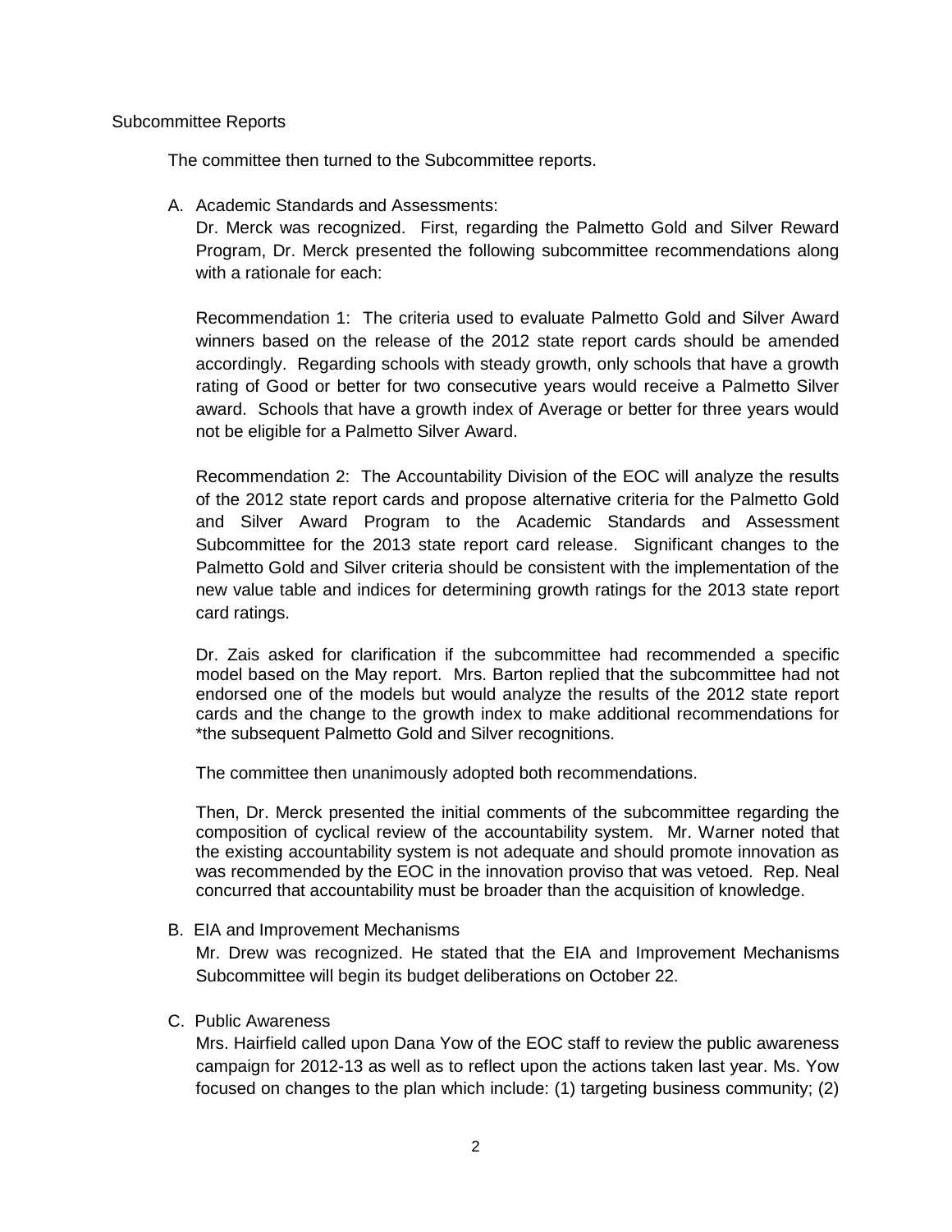Subcommittee Reports

The committee then turned to the Subcommittee reports.

A. Academic Standards and Assessments:

Dr. Merck was recognized. First, regarding the Palmetto Gold and Silver Reward Program, Dr. Merck presented the following subcommittee recommendations along with a rationale for each:

Recommendation 1: The criteria used to evaluate Palmetto Gold and Silver Award winners based on the release of the 2012 state report cards should be amended accordingly. Regarding schools with steady growth, only schools that have a growth rating of Good or better for two consecutive years would receive a Palmetto Silver award. Schools that have a growth index of Average or better for three years would not be eligible for a Palmetto Silver Award.

Recommendation 2: The Accountability Division of the EOC will analyze the results of the 2012 state report cards and propose alternative criteria for the Palmetto Gold and Silver Award Program to the Academic Standards and Assessment Subcommittee for the 2013 state report card release. Significant changes to the Palmetto Gold and Silver criteria should be consistent with the implementation of the new value table and indices for determining growth ratings for the 2013 state report card ratings.

Dr. Zais asked for clarification if the subcommittee had recommended a specific model based on the May report. Mrs. Barton replied that the subcommittee had not endorsed one of the models but would analyze the results of the 2012 state report cards and the change to the growth index to make additional recommendations for *the subsequent Palmetto Gold and Silver recognitions.

The committee then unanimously adopted both recommendations.

Then, Dr. Merck presented the initial comments of the subcommittee regarding the composition of cyclical review of the accountability system. Mr. Warner noted that the existing accountability system is not adequate and should promote innovation as was recommended by the EOC in the innovation proviso that was vetoed. Rep. Neal concurred that accountability must be broader than the acquisition of knowledge.

B. EIA and Improvement Mechanisms

Mr. Drew was recognized. He stated that the EIA and Improvement Mechanisms Subcommittee will begin its budget deliberations on October 22.

C. Public Awareness

Mrs. Hairfield called upon Dana Yow of the EOC staff to review the public awareness campaign for 2012-13 as well as to reflect upon the actions taken last year. Ms. Yow focused on changes to the plan which include: (1) targeting business community; (2)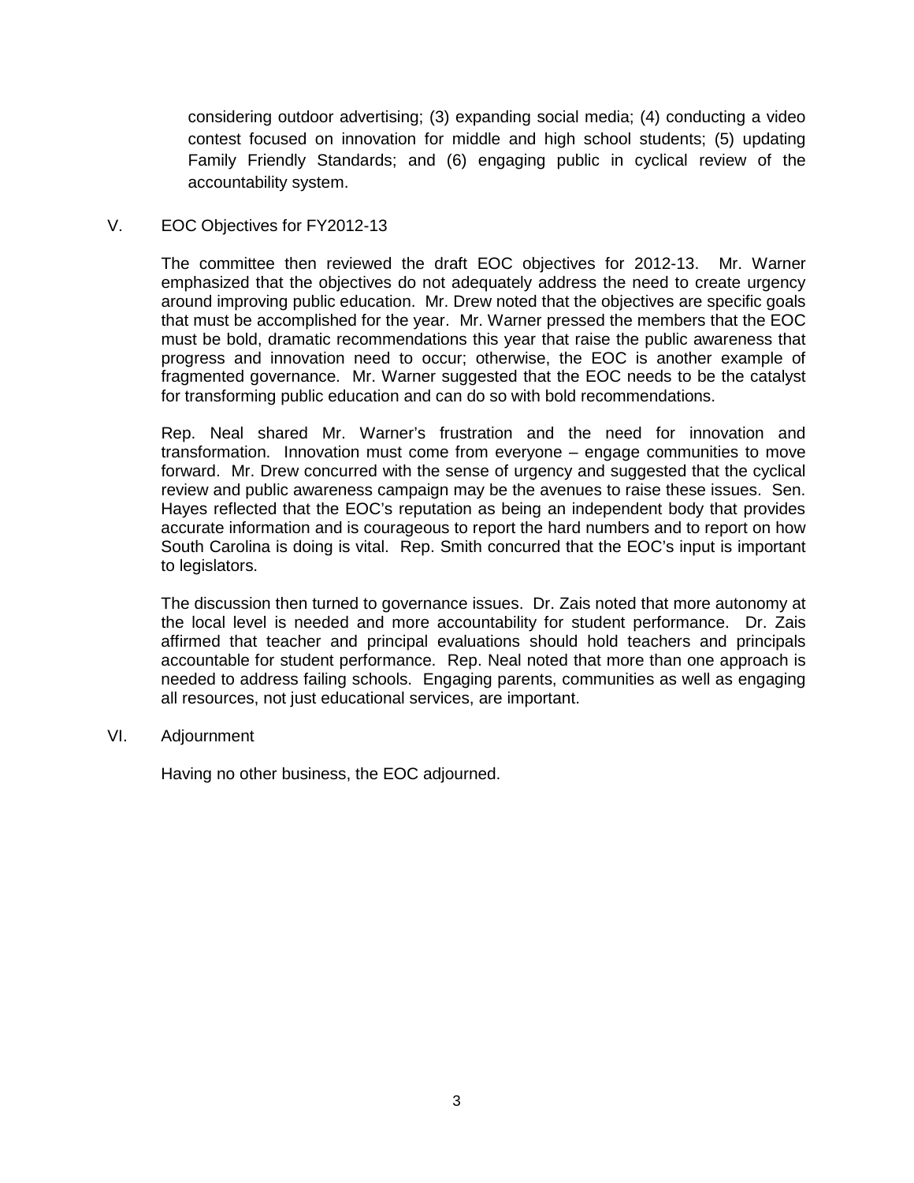considering outdoor advertising; (3) expanding social media; (4) conducting a video contest focused on innovation for middle and high school students; (5) updating Family Friendly Standards; and (6) engaging public in cyclical review of the accountability system.

V. EOC Objectives for FY2012-13

The committee then reviewed the draft EOC objectives for 2012-13. Mr. Warner emphasized that the objectives do not adequately address the need to create urgency around improving public education. Mr. Drew noted that the objectives are specific goals that must be accomplished for the year. Mr. Warner pressed the members that the EOC must be bold, dramatic recommendations this year that raise the public awareness that progress and innovation need to occur; otherwise, the EOC is another example of fragmented governance. Mr. Warner suggested that the EOC needs to be the catalyst for transforming public education and can do so with bold recommendations.

Rep. Neal shared Mr. Warner's frustration and the need for innovation and transformation. Innovation must come from everyone – engage communities to move forward. Mr. Drew concurred with the sense of urgency and suggested that the cyclical review and public awareness campaign may be the avenues to raise these issues. Sen. Hayes reflected that the EOC's reputation as being an independent body that provides accurate information and is courageous to report the hard numbers and to report on how South Carolina is doing is vital. Rep. Smith concurred that the EOC's input is important to legislators.

The discussion then turned to governance issues. Dr. Zais noted that more autonomy at the local level is needed and more accountability for student performance. Dr. Zais affirmed that teacher and principal evaluations should hold teachers and principals accountable for student performance. Rep. Neal noted that more than one approach is needed to address failing schools. Engaging parents, communities as well as engaging all resources, not just educational services, are important.

VI. Adjournment

Having no other business, the EOC adjourned.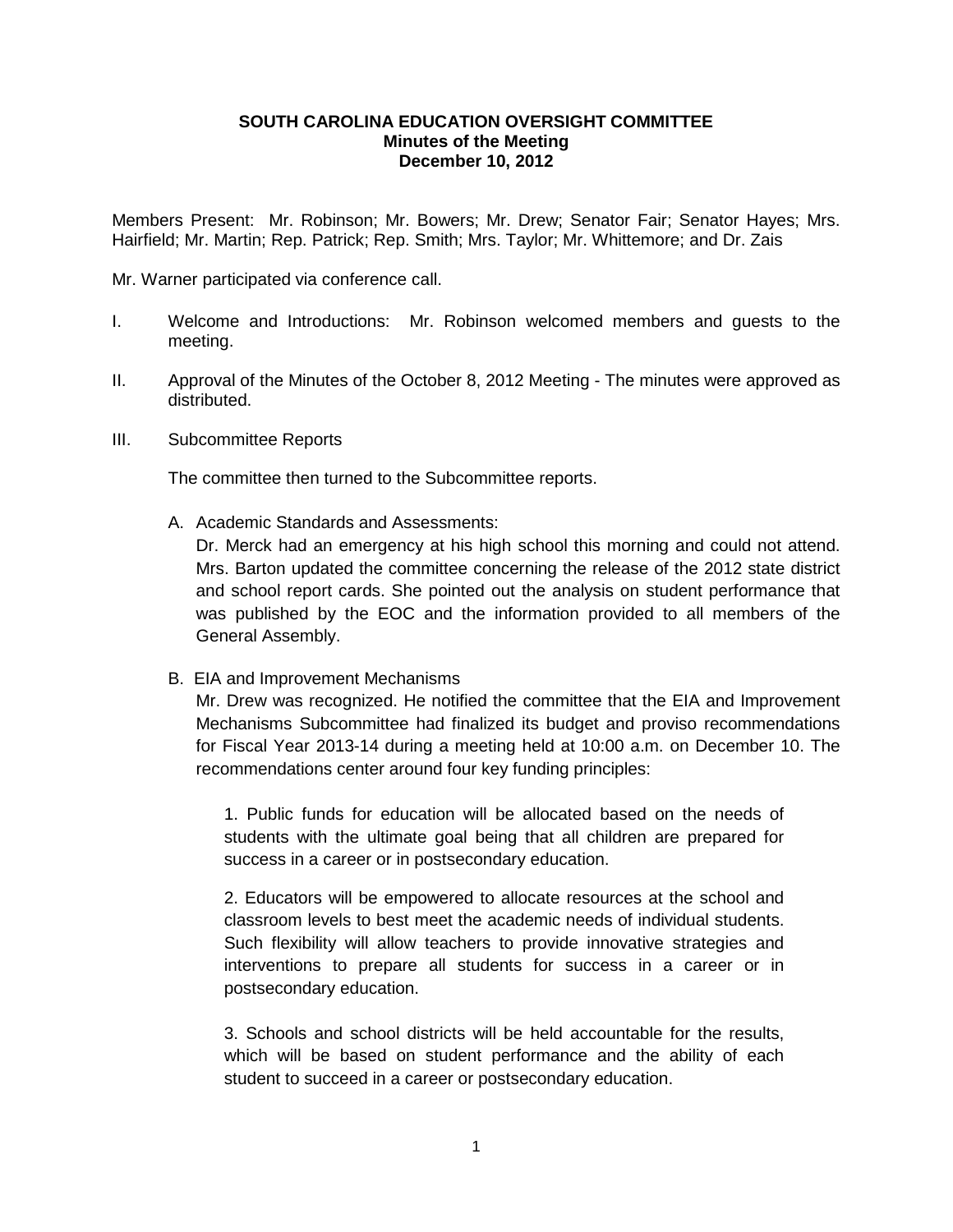**SOUTH CAROLINA EDUCATION OVERSIGHT COMMITTEE**
**Minutes of the Meeting**
**December 10, 2012**

Members Present: Mr. Robinson; Mr. Bowers; Mr. Drew; Senator Fair; Senator Hayes; Mrs. Hairfield; Mr. Martin; Rep. Patrick; Rep. Smith; Mrs. Taylor; Mr. Whittemore; and Dr. Zais

Mr. Warner participated via conference call.

I. Welcome and Introductions: Mr. Robinson welcomed members and guests to the meeting.

II. Approval of the Minutes of the October 8, 2012 Meeting - The minutes were approved as distributed.

III. Subcommittee Reports

The committee then turned to the Subcommittee reports.

A. Academic Standards and Assessments:
Dr. Merck had an emergency at his high school this morning and could not attend. Mrs. Barton updated the committee concerning the release of the 2012 state district and school report cards. She pointed out the analysis on student performance that was published by the EOC and the information provided to all members of the General Assembly.

B. EIA and Improvement Mechanisms
Mr. Drew was recognized. He notified the committee that the EIA and Improvement Mechanisms Subcommittee had finalized its budget and proviso recommendations for Fiscal Year 2013-14 during a meeting held at 10:00 a.m. on December 10. The recommendations center around four key funding principles:

1. Public funds for education will be allocated based on the needs of students with the ultimate goal being that all children are prepared for success in a career or in postsecondary education.

2. Educators will be empowered to allocate resources at the school and classroom levels to best meet the academic needs of individual students. Such flexibility will allow teachers to provide innovative strategies and interventions to prepare all students for success in a career or in postsecondary education.

3. Schools and school districts will be held accountable for the results, which will be based on student performance and the ability of each student to succeed in a career or postsecondary education.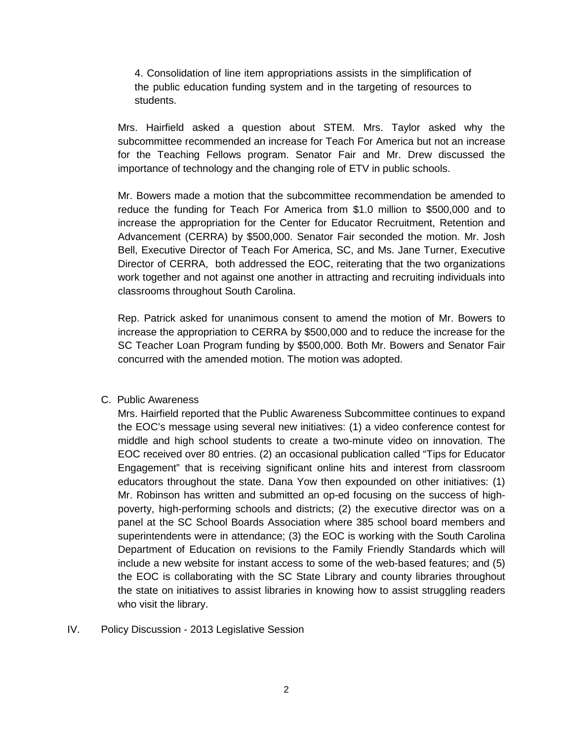4. Consolidation of line item appropriations assists in the simplification of the public education funding system and in the targeting of resources to students.

Mrs. Hairfield asked a question about STEM. Mrs. Taylor asked why the subcommittee recommended an increase for Teach For America but not an increase for the Teaching Fellows program. Senator Fair and Mr. Drew discussed the importance of technology and the changing role of ETV in public schools.

Mr. Bowers made a motion that the subcommittee recommendation be amended to reduce the funding for Teach For America from $1.0 million to $500,000 and to increase the appropriation for the Center for Educator Recruitment, Retention and Advancement (CERRA) by $500,000. Senator Fair seconded the motion. Mr. Josh Bell, Executive Director of Teach For America, SC, and Ms. Jane Turner, Executive Director of CERRA, both addressed the EOC, reiterating that the two organizations work together and not against one another in attracting and recruiting individuals into classrooms throughout South Carolina.

Rep. Patrick asked for unanimous consent to amend the motion of Mr. Bowers to increase the appropriation to CERRA by $500,000 and to reduce the increase for the SC Teacher Loan Program funding by $500,000. Both Mr. Bowers and Senator Fair concurred with the amended motion. The motion was adopted.

C. Public Awareness

Mrs. Hairfield reported that the Public Awareness Subcommittee continues to expand the EOC's message using several new initiatives: (1) a video conference contest for middle and high school students to create a two-minute video on innovation. The EOC received over 80 entries. (2) an occasional publication called "Tips for Educator Engagement" that is receiving significant online hits and interest from classroom educators throughout the state. Dana Yow then expounded on other initiatives: (1) Mr. Robinson has written and submitted an op-ed focusing on the success of high-poverty, high-performing schools and districts; (2) the executive director was on a panel at the SC School Boards Association where 385 school board members and superintendents were in attendance; (3) the EOC is working with the South Carolina Department of Education on revisions to the Family Friendly Standards which will include a new website for instant access to some of the web-based features; and (5) the EOC is collaborating with the SC State Library and county libraries throughout the state on initiatives to assist libraries in knowing how to assist struggling readers who visit the library.

IV. Policy Discussion - 2013 Legislative Session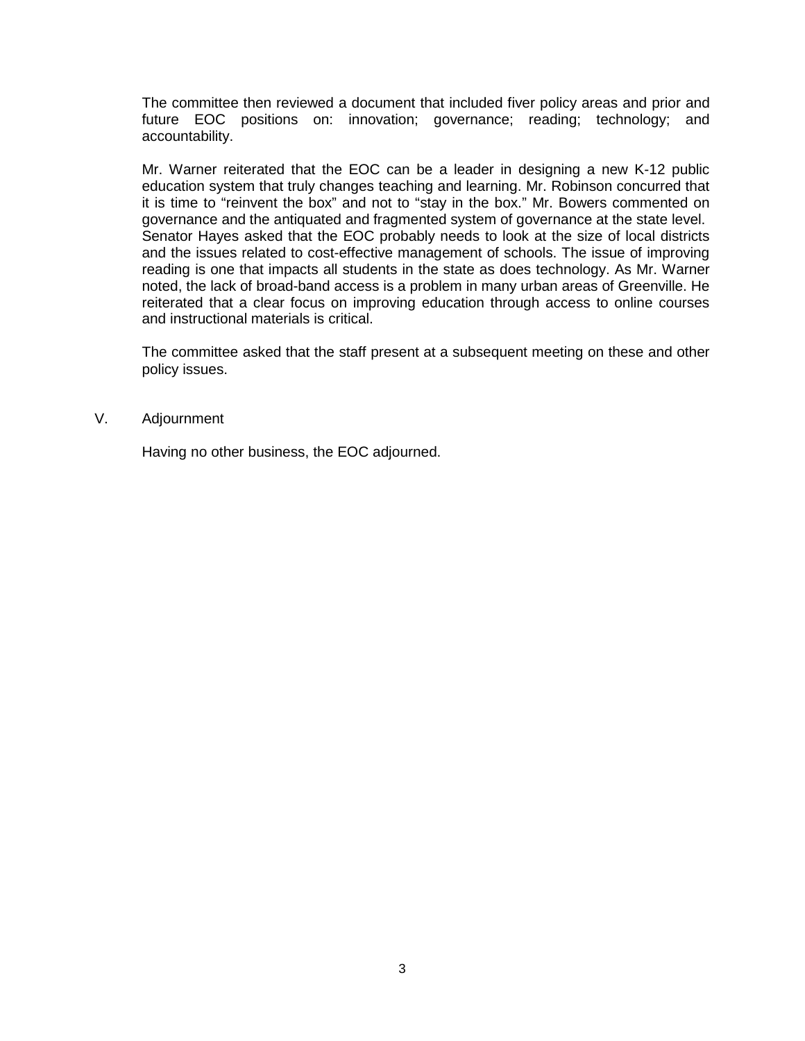The committee then reviewed a document that included fiver policy areas and prior and future EOC positions on: innovation; governance; reading; technology; and accountability.

Mr. Warner reiterated that the EOC can be a leader in designing a new K-12 public education system that truly changes teaching and learning. Mr. Robinson concurred that it is time to "reinvent the box" and not to "stay in the box." Mr. Bowers commented on governance and the antiquated and fragmented system of governance at the state level. Senator Hayes asked that the EOC probably needs to look at the size of local districts and the issues related to cost-effective management of schools. The issue of improving reading is one that impacts all students in the state as does technology. As Mr. Warner noted, the lack of broad-band access is a problem in many urban areas of Greenville. He reiterated that a clear focus on improving education through access to online courses and instructional materials is critical.

The committee asked that the staff present at a subsequent meeting on these and other policy issues.

V. Adjournment

Having no other business, the EOC adjourned.